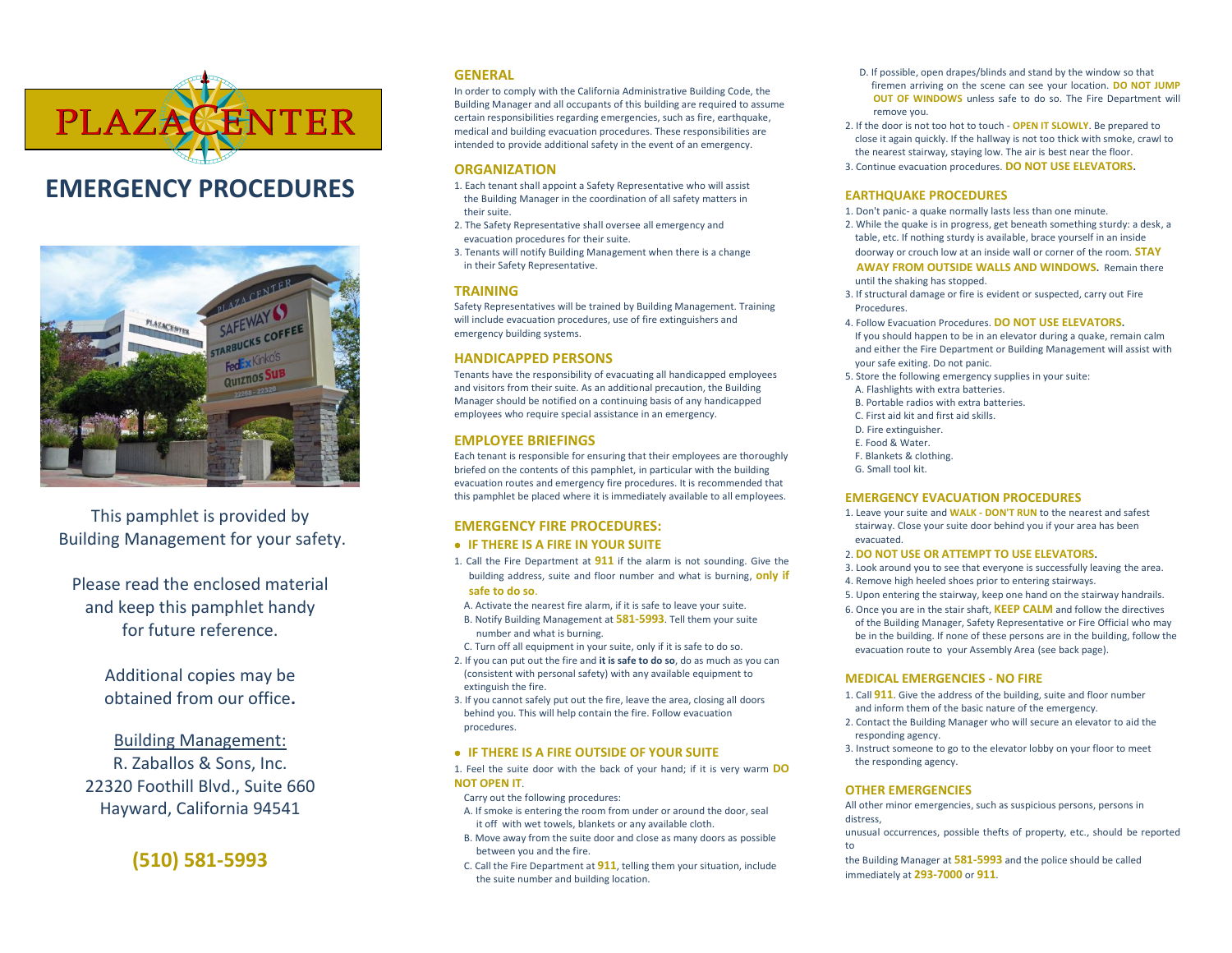# PLAZA CENTER

# EMERGENCY PROCEDURES

This pamphlet is provided by Building Management for your safety.

Please read the enclosed material and keep this pamphlet handy for future reference.

Additional copies may be obtained from our office.

Building Management:
R. Zaballos & Sons, Inc.
22320 Foothill Blvd., Suite 660
Hayward, California 94541

**(510) 581-5993**

## GENERAL

In order to comply with the California Administrative Building Code, the Building Manager and all occupants of this building are required to assume certain responsibilities regarding emergencies, such as fire, earthquake, medical and building evacuation procedures. These responsibilities are intended to provide additional safety in the event of an emergency.

## ORGANIZATION

1. Each tenant shall appoint a Safety Representative who will assist the Building Manager in the coordination of all safety matters in their suite.
2. The Safety Representative shall oversee all emergency and evacuation procedures for their suite.
3. Tenants will notify Building Management when there is a change in their Safety Representative.

## TRAINING

Safety Representatives will be trained by Building Management. Training will include evacuation procedures, use of fire extinguishers and emergency building systems.

## HANDICAPPED PERSONS

Tenants have the responsibility of evacuating all handicapped employees and visitors from their suite. As an additional precaution, the Building Manager should be notified on a continuing basis of any handicapped employees who require special assistance in an emergency.

## EMPLOYEE BRIEFINGS

Each tenant is responsible for ensuring that their employees are thoroughly briefed on the contents of this pamphlet, in particular with the building evacuation routes and emergency fire procedures. It is recommended that this pamphlet be placed where it is immediately available to all employees.

## EMERGENCY FIRE PROCEDURES:

### • IF THERE IS A FIRE IN YOUR SUITE

1. Call the Fire Department at **911** if the alarm is not sounding. Give the building address, suite and floor number and what is burning, **only if safe to do so**.
   - A. Activate the nearest fire alarm, if it is safe to leave your suite.
   - B. Notify Building Management at **581-5993**. Tell them your suite number and what is burning.
   - C. Turn off all equipment in your suite, only if it is safe to do so.
2. If you can put out the fire and **it is safe to do so**, do as much as you can (consistent with personal safety) with any available equipment to extinguish the fire.
3. If you cannot safely put out the fire, leave the area, closing all doors behind you. This will help contain the fire. Follow evacuation procedures.

### • IF THERE IS A FIRE OUTSIDE OF YOUR SUITE

1. Feel the suite door with the back of your hand; if it is very warm **DO NOT OPEN IT**.

   Carry out the following procedures:
   - A. If smoke is entering the room from under or around the door, seal it off with wet towels, blankets or any available cloth.
   - B. Move away from the suite door and close as many doors as possible between you and the fire.
   - C. Call the Fire Department at **911**, telling them your situation, include the suite number and building location.
   - D. If possible, open drapes/blinds and stand by the window so that firemen arriving on the scene can see your location. **DO NOT JUMP OUT OF WINDOWS** unless safe to do so. The Fire Department will remove you.
2. If the door is not too hot to touch - **OPEN IT SLOWLY**. Be prepared to close it again quickly. If the hallway is not too thick with smoke, crawl to the nearest stairway, staying low. The air is best near the floor.
3. Continue evacuation procedures. **DO NOT USE ELEVATORS.**

## EARTHQUAKE PROCEDURES

1. Don't panic- a quake normally lasts less than one minute.
2. While the quake is in progress, get beneath something sturdy: a desk, a table, etc. If nothing sturdy is available, brace yourself in an inside doorway or crouch low at an inside wall or corner of the room. **STAY AWAY FROM OUTSIDE WALLS AND WINDOWS.** Remain there until the shaking has stopped.
3. If structural damage or fire is evident or suspected, carry out Fire Procedures.
4. Follow Evacuation Procedures. **DO NOT USE ELEVATORS.** If you should happen to be in an elevator during a quake, remain calm and either the Fire Department or Building Management will assist with your safe exiting. Do not panic.
5. Store the following emergency supplies in your suite:
   - A. Flashlights with extra batteries.
   - B. Portable radios with extra batteries.
   - C. First aid kit and first aid skills.
   - D. Fire extinguisher.
   - E. Food & Water.
   - F. Blankets & clothing.
   - G. Small tool kit.

## EMERGENCY EVACUATION PROCEDURES

1. Leave your suite and **WALK - DON'T RUN** to the nearest and safest stairway. Close your suite door behind you if your area has been evacuated.
2. **DO NOT USE OR ATTEMPT TO USE ELEVATORS.**
3. Look around you to see that everyone is successfully leaving the area.
4. Remove high heeled shoes prior to entering stairways.
5. Upon entering the stairway, keep one hand on the stairway handrails.
6. Once you are in the stair shaft, **KEEP CALM** and follow the directives of the Building Manager, Safety Representative or Fire Official who may be in the building. If none of these persons are in the building, follow the evacuation route to your Assembly Area (see back page).

## MEDICAL EMERGENCIES - NO FIRE

1. Call **911**. Give the address of the building, suite and floor number and inform them of the basic nature of the emergency.
2. Contact the Building Manager who will secure an elevator to aid the responding agency.
3. Instruct someone to go to the elevator lobby on your floor to meet the responding agency.

## OTHER EMERGENCIES

All other minor emergencies, such as suspicious persons, persons in distress,

unusual occurrences, possible thefts of property, etc., should be reported to

the Building Manager at **581-5993** and the police should be called immediately at **293-7000** or **911**.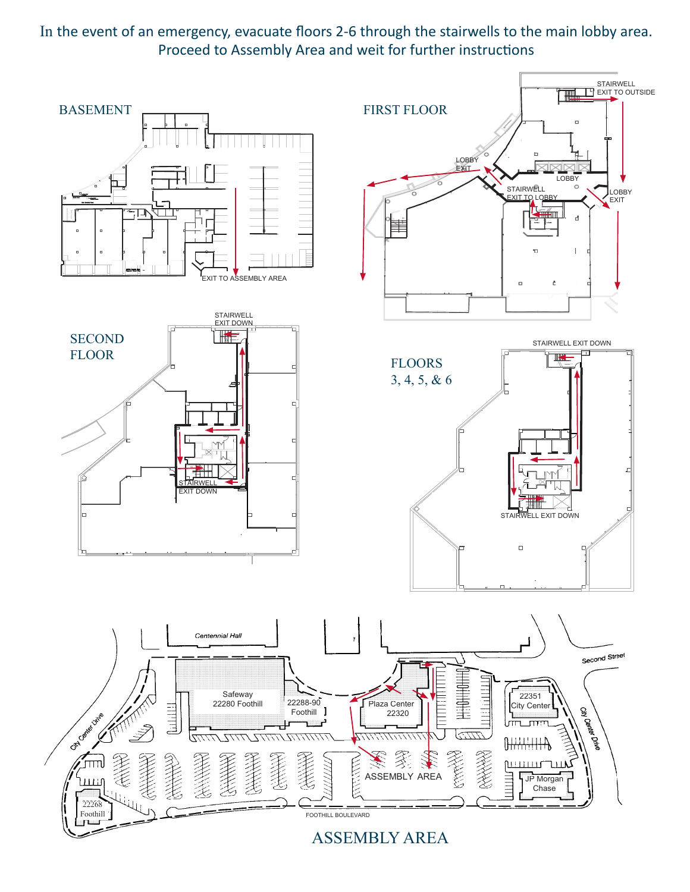In the event of an emergency, evacuate floors 2-6 through the stairwells to the main lobby area. Proceed to Assembly Area and weit for further instructions

## BASEMENT

EXIT TO ASSEMBLY AREA

## FIRST FLOOR

STAIRWELL EXIT TO OUTSIDE

LOBBY EXIT

LOBBY

STAIRWELL EXIT TO LOBBY

LOBBY EXIT

## SECOND FLOOR

STAIRWELL EXIT DOWN

STAIRWELL EXIT DOWN

## FLOORS 3, 4, 5, & 6

STAIRWELL EXIT DOWN

STAIRWELL EXIT DOWN

## ASSEMBLY AREA

Centennial Hall

Second Street

City Center Drive

Safeway 22280 Foothill

22288-90 Foothill

Plaza Center 22320

22351 City Center

City Center Drive

ASSEMBLY AREA

JP Morgan Chase

22268 Foothill

FOOTHILL BOULEVARD